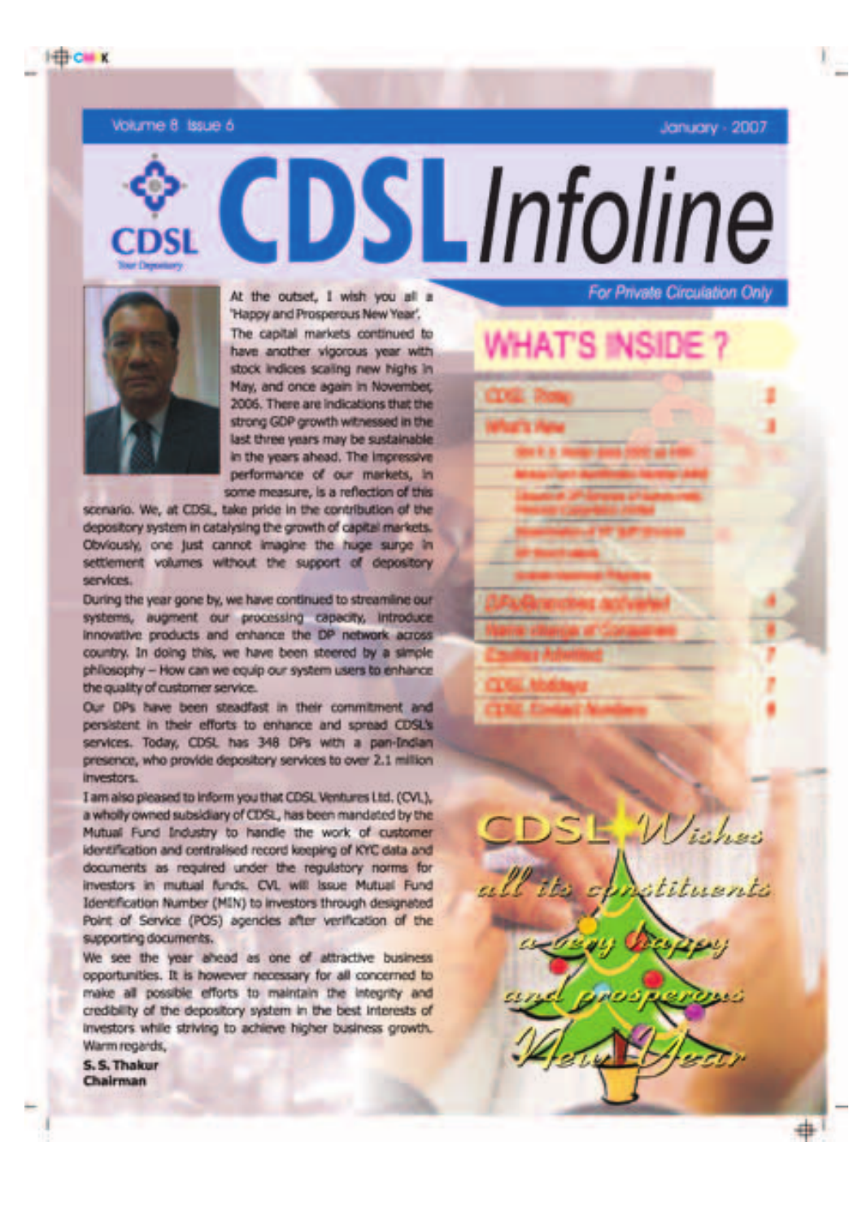# CDSL Infoline

For Private Circulation Only

At the outset, I wish you all a 'Happy and Prosperous New Year'.

The capital markets continued to have another vigorous year with stock indices scaling new highs in May, and once again in November, 2006. There are indications that the strong GDP growth witnessed in the last three years may be sustainable in the years ahead. The impressive performance of our markets, in some measure, is a reflection of this scenario. We, at CDSL, take pride in the contribution of the depository system in catalysing the growth of capital markets. Obviously, one just cannot imagine the huge surge in settlement volumes without the support of depository services.

During the year gone by, we have continued to streamline our systems, augment our processing capacity, introduce innovative products and enhance the DP network across country. In doing this, we have been steered by a simple philosophy – How can we equip our system users to enhance the quality of customer service.

Our DPs have been steadfast in their commitment and persistent in their efforts to enhance and spread CDSL's services. Today, CDSL has 348 DPs with a pan-Indian presence, who provide depository services to over 2.1 million investors.

I am also pleased to inform you that CDSL Ventures Ltd. (CVL), a wholly owned subsidiary of CDSL, has been mandated by the Mutual Fund Industry to handle the work of customer identification and centralised record keeping of KYC data and documents as required under the regulatory norms for investors in mutual funds. CVL will issue Mutual Fund Identification Number (MIN) to investors through designated Point of Service (POS) agencies after verification of the supporting documents.

We see the year ahead as one of attractive business opportunities. It is however necessary for all concerned to make all possible efforts to maintain the integrity and credibility of the depository system in the best interests of investors while striving to achieve higher business growth.

Warm regards,

**S. S. Thakur**
**Chairman**

## WHAT'S INSIDE ?

| | |
|---|---|
| CDSL Today | 2 |
| What's New | 3 |
| DPs/Branches activated | 4 |
| Name change of Companies | 6 |
| Equities Admitted | 7 |
| CDSL Holidays | 7 |
| CDSL Contact Numbers | 8 |

CDSL Wishes all its constituents a very happy and prosperous New Year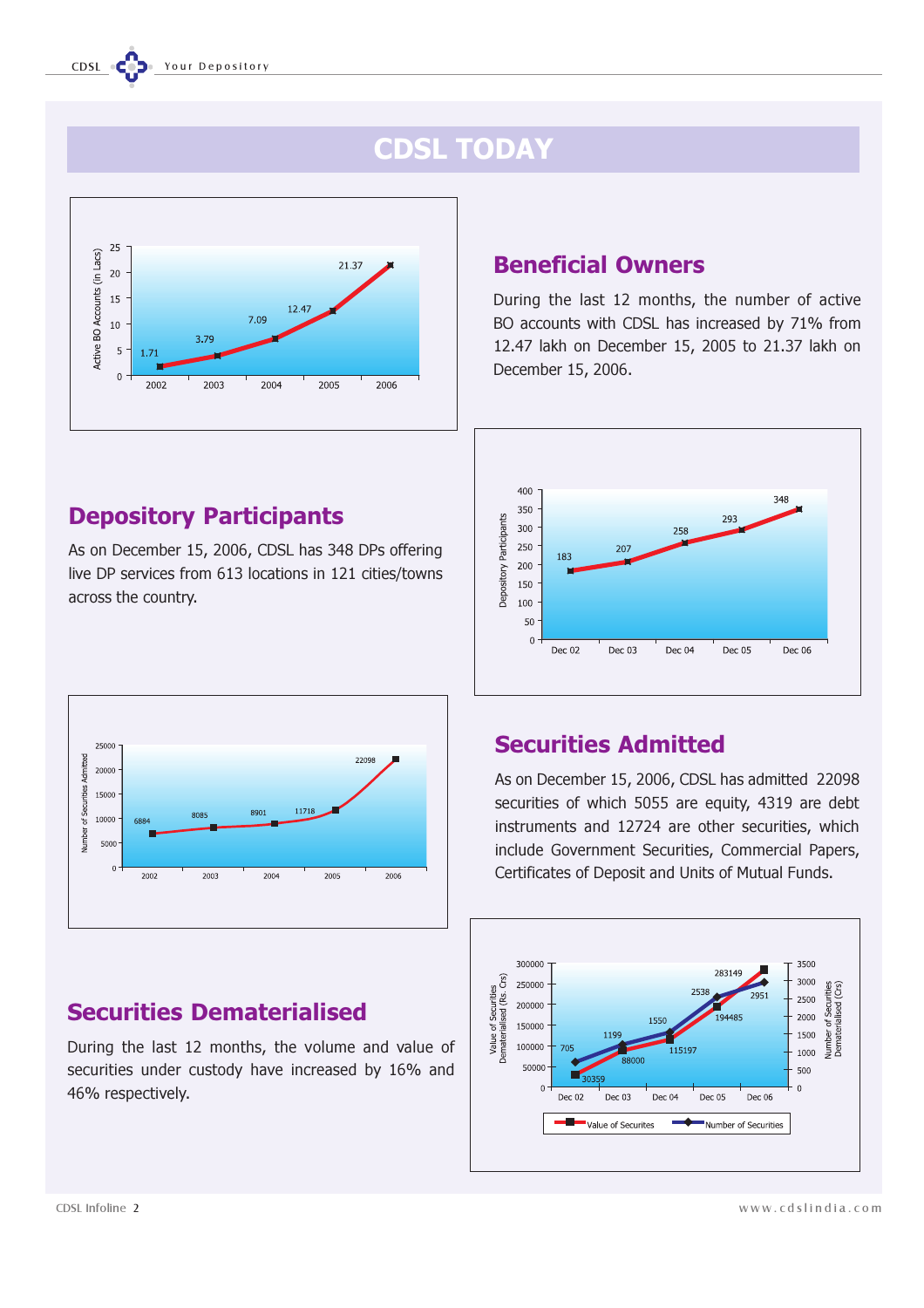# CDSL TODAY

## Beneficial Owners

During the last 12 months, the number of active BO accounts with CDSL has increased by 71% from 12.47 lakh on December 15, 2005 to 21.37 lakh on December 15, 2006.

## Depository Participants

As on December 15, 2006, CDSL has 348 DPs offering live DP services from 613 locations in 121 cities/towns across the country.

## Securities Admitted

As on December 15, 2006, CDSL has admitted 22098 securities of which 5055 are equity, 4319 are debt instruments and 12724 are other securities, which include Government Securities, Commercial Papers, Certificates of Deposit and Units of Mutual Funds.

## Securities Dematerialised

During the last 12 months, the volume and value of securities under custody have increased by 16% and 46% respectively.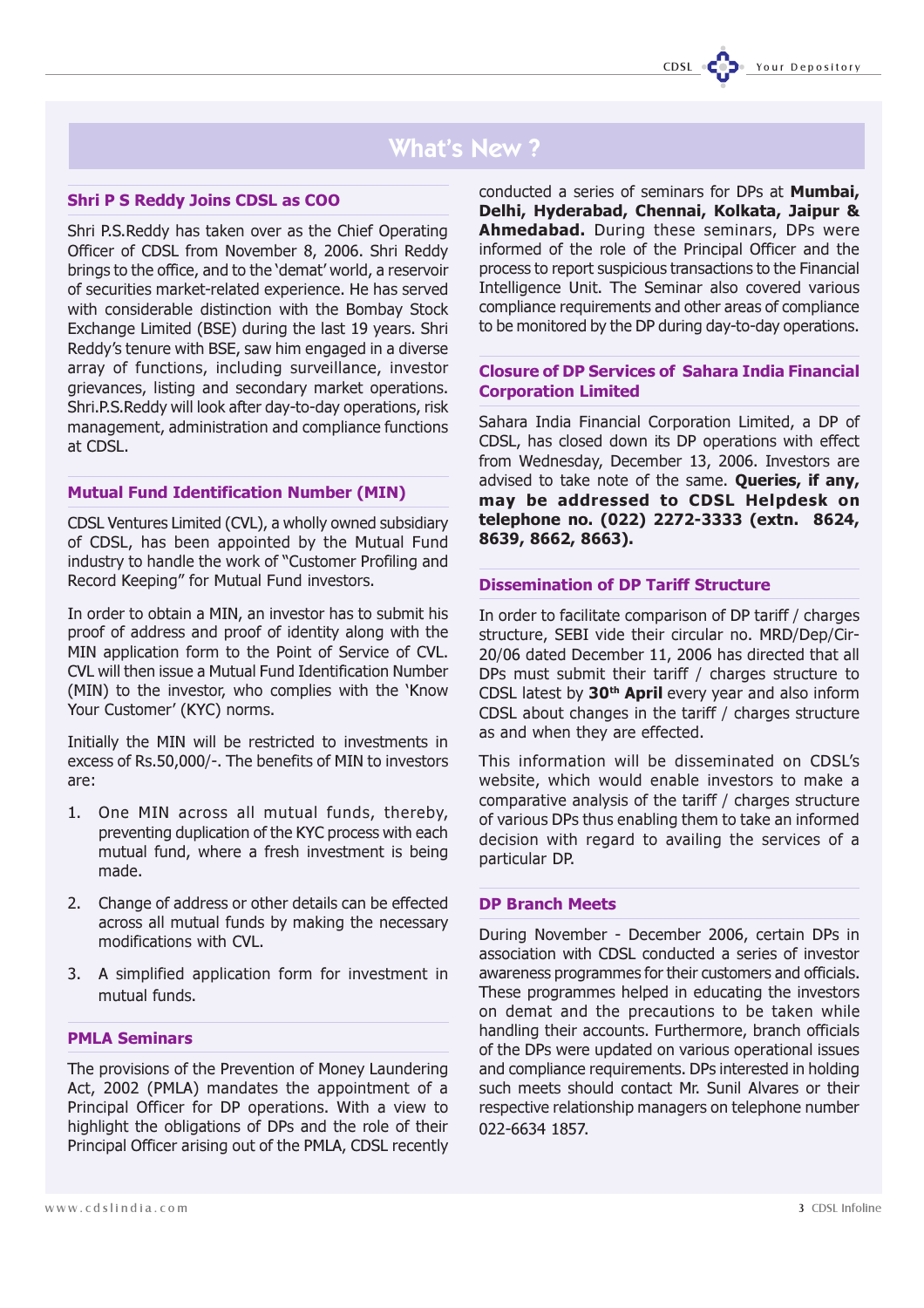# What's New ?

## Shri P S Reddy Joins CDSL as COO

Shri P.S.Reddy has taken over as the Chief Operating Officer of CDSL from November 8, 2006. Shri Reddy brings to the office, and to the 'demat' world, a reservoir of securities market-related experience. He has served with considerable distinction with the Bombay Stock Exchange Limited (BSE) during the last 19 years. Shri Reddy's tenure with BSE, saw him engaged in a diverse array of functions, including surveillance, investor grievances, listing and secondary market operations. Shri.P.S.Reddy will look after day-to-day operations, risk management, administration and compliance functions at CDSL.

## Mutual Fund Identification Number (MIN)

CDSL Ventures Limited (CVL), a wholly owned subsidiary of CDSL, has been appointed by the Mutual Fund industry to handle the work of "Customer Profiling and Record Keeping" for Mutual Fund investors.

In order to obtain a MIN, an investor has to submit his proof of address and proof of identity along with the MIN application form to the Point of Service of CVL. CVL will then issue a Mutual Fund Identification Number (MIN) to the investor, who complies with the 'Know Your Customer' (KYC) norms.

Initially the MIN will be restricted to investments in excess of Rs.50,000/-. The benefits of MIN to investors are:

1. One MIN across all mutual funds, thereby, preventing duplication of the KYC process with each mutual fund, where a fresh investment is being made.
2. Change of address or other details can be effected across all mutual funds by making the necessary modifications with CVL.
3. A simplified application form for investment in mutual funds.

## PMLA Seminars

The provisions of the Prevention of Money Laundering Act, 2002 (PMLA) mandates the appointment of a Principal Officer for DP operations. With a view to highlight the obligations of DPs and the role of their Principal Officer arising out of the PMLA, CDSL recently conducted a series of seminars for DPs at **Mumbai, Delhi, Hyderabad, Chennai, Kolkata, Jaipur & Ahmedabad.** During these seminars, DPs were informed of the role of the Principal Officer and the process to report suspicious transactions to the Financial Intelligence Unit. The Seminar also covered various compliance requirements and other areas of compliance to be monitored by the DP during day-to-day operations.

## Closure of DP Services of Sahara India Financial Corporation Limited

Sahara India Financial Corporation Limited, a DP of CDSL, has closed down its DP operations with effect from Wednesday, December 13, 2006. Investors are advised to take note of the same. **Queries, if any, may be addressed to CDSL Helpdesk on telephone no. (022) 2272-3333 (extn. 8624, 8639, 8662, 8663).**

## Dissemination of DP Tariff Structure

In order to facilitate comparison of DP tariff / charges structure, SEBI vide their circular no. MRD/Dep/Cir-20/06 dated December 11, 2006 has directed that all DPs must submit their tariff / charges structure to CDSL latest by **30th April** every year and also inform CDSL about changes in the tariff / charges structure as and when they are effected.

This information will be disseminated on CDSL's website, which would enable investors to make a comparative analysis of the tariff / charges structure of various DPs thus enabling them to take an informed decision with regard to availing the services of a particular DP.

## DP Branch Meets

During November - December 2006, certain DPs in association with CDSL conducted a series of investor awareness programmes for their customers and officials. These programmes helped in educating the investors on demat and the precautions to be taken while handling their accounts. Furthermore, branch officials of the DPs were updated on various operational issues and compliance requirements. DPs interested in holding such meets should contact Mr. Sunil Alvares or their respective relationship managers on telephone number 022-6634 1857.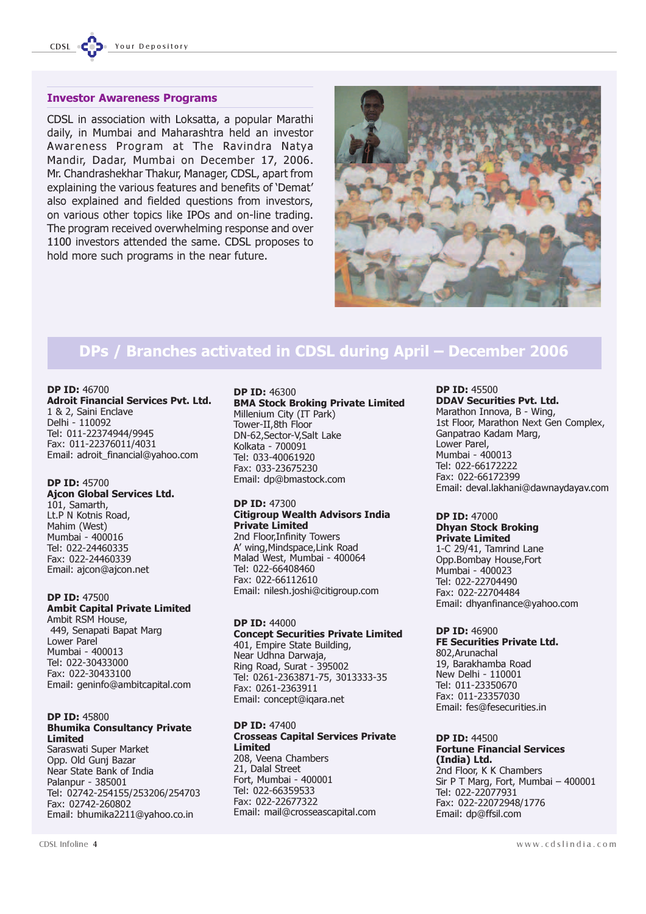## Investor Awareness Programs

CDSL in association with Loksatta, a popular Marathi daily, in Mumbai and Maharashtra held an investor Awareness Program at The Ravindra Natya Mandir, Dadar, Mumbai on December 17, 2006. Mr. Chandrashekhar Thakur, Manager, CDSL, apart from explaining the various features and benefits of 'Demat' also explained and fielded questions from investors, on various other topics like IPOs and on-line trading. The program received overwhelming response and over 1100 investors attended the same. CDSL proposes to hold more such programs in the near future.

## DPs / Branches activated in CDSL during April – December 2006

**DP ID:** 46700
**Adroit Financial Services Pvt. Ltd.**
1 & 2, Saini Enclave
Delhi - 110092
Tel: 011-22374944/9945
Fax: 011-22376011/4031
Email: adroit_financial@yahoo.com

**DP ID:** 45700
**Ajcon Global Services Ltd.**
101, Samarth,
Lt.P N Kotnis Road,
Mahim (West)
Mumbai - 400016
Tel: 022-24460335
Fax: 022-24460339
Email: ajcon@ajcon.net

**DP ID:** 47500
**Ambit Capital Private Limited**
Ambit RSM House,
449, Senapati Bapat Marg
Lower Parel
Mumbai - 400013
Tel: 022-30433000
Fax: 022-30433100
Email: geninfo@ambitcapital.com

**DP ID:** 45800
**Bhumika Consultancy Private Limited**
Saraswati Super Market
Opp. Old Gunj Bazar
Near State Bank of India
Palanpur - 385001
Tel: 02742-254155/253206/254703
Fax: 02742-260802
Email: bhumika2211@yahoo.co.in

**DP ID:** 46300
**BMA Stock Broking Private Limited**
Millenium City (IT Park)
Tower-II,8th Floor
DN-62,Sector-V,Salt Lake
Kolkata - 700091
Tel: 033-40061920
Fax: 033-23675230
Email: dp@bmastock.com

**DP ID:** 47300
**Citigroup Wealth Advisors India Private Limited**
2nd Floor,Infinity Towers
A' wing,Mindspace,Link Road
Malad West, Mumbai - 400064
Tel: 022-66408460
Fax: 022-66112610
Email: nilesh.joshi@citigroup.com

**DP ID:** 44000
**Concept Securities Private Limited**
401, Empire State Building,
Near Udhna Darwaja,
Ring Road, Surat - 395002
Tel: 0261-2363871-75, 3013333-35
Fax: 0261-2363911
Email: concept@iqara.net

**DP ID:** 47400
**Crosseas Capital Services Private Limited**
208, Veena Chambers
21, Dalal Street
Fort, Mumbai - 400001
Tel: 022-66359533
Fax: 022-22677322
Email: mail@crosseascapital.com

**DP ID:** 45500
**DDAV Securities Pvt. Ltd.**
Marathon Innova, B - Wing,
1st Floor, Marathon Next Gen Complex,
Ganpatrao Kadam Marg,
Lower Parel,
Mumbai - 400013
Tel: 022-66172222
Fax: 022-66172399
Email: deval.lakhani@dawnaydayav.com

**DP ID:** 47000
**Dhyan Stock Broking Private Limited**
1-C 29/41, Tamrind Lane
Opp.Bombay House,Fort
Mumbai - 400023
Tel: 022-22704490
Fax: 022-22704484
Email: dhyanfinance@yahoo.com

**DP ID:** 46900
**FE Securities Private Ltd.**
802,Arunachal
19, Barakhamba Road
New Delhi - 110001
Tel: 011-23350670
Fax: 011-23357030
Email: fes@fesecurities.in

**DP ID:** 44500
**Fortune Financial Services (India) Ltd.**
2nd Floor, K K Chambers
Sir P T Marg, Fort, Mumbai – 400001
Tel: 022-22077931
Fax: 022-22072948/1776
Email: dp@ffsil.com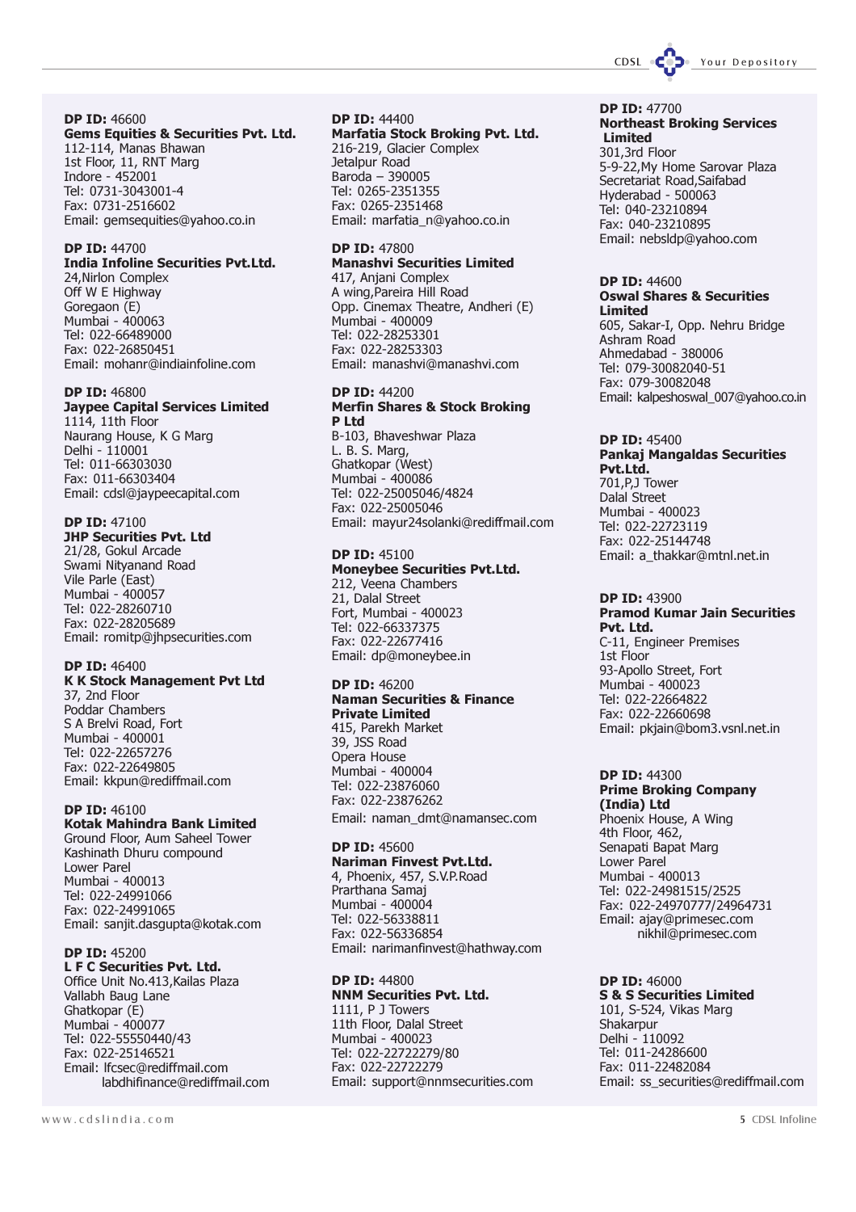**DP ID:** 46600
**Gems Equities & Securities Pvt. Ltd.**
112-114, Manas Bhawan
1st Floor, 11, RNT Marg
Indore - 452001
Tel: 0731-3043001-4
Fax: 0731-2516602
Email: gemsequities@yahoo.co.in

**DP ID:** 44700
**India Infoline Securities Pvt.Ltd.**
24,Nirlon Complex
Off W E Highway
Goregaon (E)
Mumbai - 400063
Tel: 022-66489000
Fax: 022-26850451
Email: mohanr@indiainfoline.com

**DP ID:** 46800
**Jaypee Capital Services Limited**
1114, 11th Floor
Naurang House, K G Marg
Delhi - 110001
Tel: 011-66303030
Fax: 011-66303404
Email: cdsl@jaypeecapital.com

**DP ID:** 47100
**JHP Securities Pvt. Ltd**
21/28, Gokul Arcade
Swami Nityanand Road
Vile Parle (East)
Mumbai - 400057
Tel: 022-28260710
Fax: 022-28205689
Email: romitp@jhpsecurities.com

**DP ID:** 46400
**K K Stock Management Pvt Ltd**
37, 2nd Floor
Poddar Chambers
S A Brelvi Road, Fort
Mumbai - 400001
Tel: 022-22657276
Fax: 022-22649805
Email: kkpun@rediffmail.com

**DP ID:** 46100
**Kotak Mahindra Bank Limited**
Ground Floor, Aum Saheel Tower
Kashinath Dhuru compound
Lower Parel
Mumbai - 400013
Tel: 022-24991066
Fax: 022-24991065
Email: sanjit.dasgupta@kotak.com

**DP ID:** 45200
**L F C Securities Pvt. Ltd.**
Office Unit No.413,Kailas Plaza
Vallabh Baug Lane
Ghatkopar (E)
Mumbai - 400077
Tel: 022-55550440/43
Fax: 022-25146521
Email: lfcsec@rediffmail.com
labdhifinance@rediffmail.com

**DP ID:** 44400
**Marfatia Stock Broking Pvt. Ltd.**
216-219, Glacier Complex
Jetalpur Road
Baroda – 390005
Tel: 0265-2351355
Fax: 0265-2351468
Email: marfatia_n@yahoo.co.in

**DP ID:** 47800
**Manashvi Securities Limited**
417, Anjani Complex
A wing,Pareira Hill Road
Opp. Cinemax Theatre, Andheri (E)
Mumbai - 400009
Tel: 022-28253301
Fax: 022-28253303
Email: manashvi@manashvi.com

**DP ID:** 44200
**Merfin Shares & Stock Broking P Ltd**
B-103, Bhaveshwar Plaza
L. B. S. Marg,
Ghatkopar (West)
Mumbai - 400086
Tel: 022-25005046/4824
Fax: 022-25005046
Email: mayur24solanki@rediffmail.com

**DP ID:** 45100
**Moneybee Securities Pvt.Ltd.**
212, Veena Chambers
21, Dalal Street
Fort, Mumbai - 400023
Tel: 022-66337375
Fax: 022-22677416
Email: dp@moneybee.in

**DP ID:** 46200
**Naman Securities & Finance Private Limited**
415, Parekh Market
39, JSS Road
Opera House
Mumbai - 400004
Tel: 022-23876060
Fax: 022-23876262
Email: naman_dmt@namansec.com

**DP ID:** 45600
**Nariman Finvest Pvt.Ltd.**
4, Phoenix, 457, S.V.P.Road
Prarthana Samaj
Mumbai - 400004
Tel: 022-56338811
Fax: 022-56336854
Email: narimanfinvest@hathway.com

**DP ID:** 44800
**NNM Securities Pvt. Ltd.**
1111, P J Towers
11th Floor, Dalal Street
Mumbai - 400023
Tel: 022-22722279/80
Fax: 022-22722279
Email: support@nnmsecurities.com

**DP ID:** 47700
**Northeast Broking Services Limited**
301,3rd Floor
5-9-22,My Home Sarovar Plaza
Secretariat Road,Saifabad
Hyderabad - 500063
Tel: 040-23210894
Fax: 040-23210895
Email: nebsldp@yahoo.com

**DP ID:** 44600
**Oswal Shares & Securities Limited**
605, Sakar-I, Opp. Nehru Bridge
Ashram Road
Ahmedabad - 380006
Tel: 079-30082040-51
Fax: 079-30082048
Email: kalpeshoswal_007@yahoo.co.in

**DP ID:** 45400
**Pankaj Mangaldas Securities Pvt.Ltd.**
701,P,J Tower
Dalal Street
Mumbai - 400023
Tel: 022-22723119
Fax: 022-25144748
Email: a_thakkar@mtnl.net.in

**DP ID:** 43900
**Pramod Kumar Jain Securities Pvt. Ltd.**
C-11, Engineer Premises
1st Floor
93-Apollo Street, Fort
Mumbai - 400023
Tel: 022-22664822
Fax: 022-22660698
Email: pkjain@bom3.vsnl.net.in

**DP ID:** 44300
**Prime Broking Company (India) Ltd**
Phoenix House, A Wing
4th Floor, 462,
Senapati Bapat Marg
Lower Parel
Mumbai - 400013
Tel: 022-24981515/2525
Fax: 022-24970777/24964731
Email: ajay@primesec.com
nikhil@primesec.com

**DP ID:** 46000
**S & S Securities Limited**
101, S-524, Vikas Marg
Shakarpur
Delhi - 110092
Tel: 011-24286600
Fax: 011-22482084
Email: ss_securities@rediffmail.com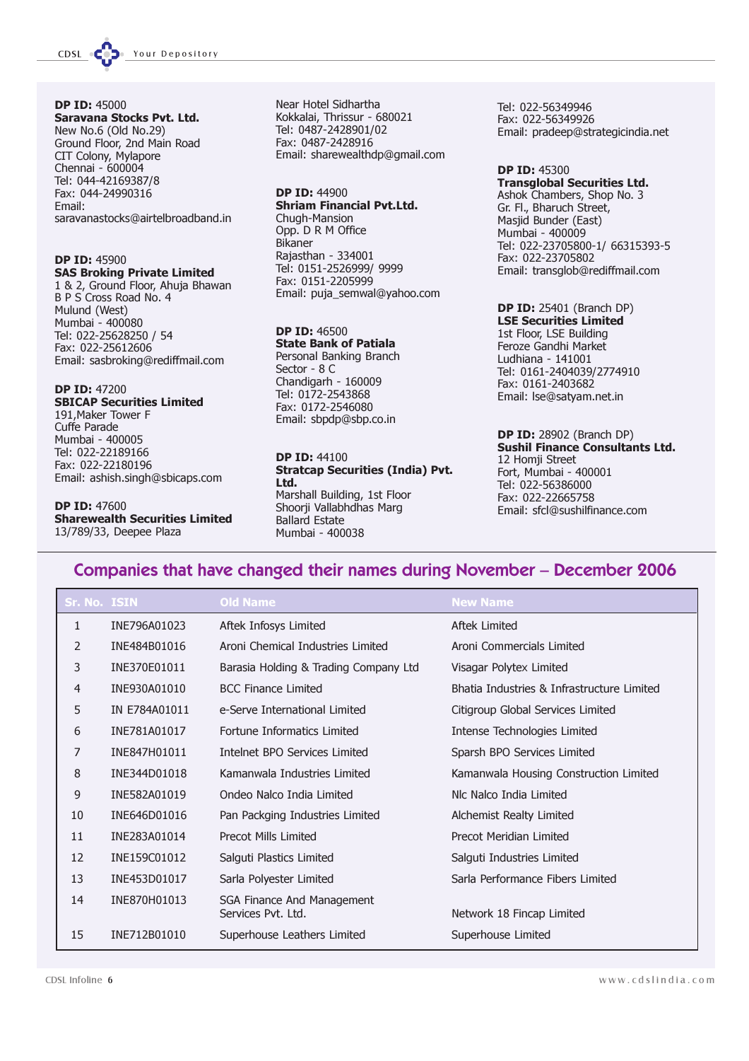**DP ID:** 45000
**Saravana Stocks Pvt. Ltd.**
New No.6 (Old No.29)
Ground Floor, 2nd Main Road
CIT Colony, Mylapore
Chennai - 600004
Tel: 044-42169387/8
Fax: 044-24990316
Email:
saravanastocks@airtelbroadband.in

**DP ID:** 45900
**SAS Broking Private Limited**
1 & 2, Ground Floor, Ahuja Bhawan
B P S Cross Road No. 4
Mulund (West)
Mumbai - 400080
Tel: 022-25628250 / 54
Fax: 022-25612606
Email: sasbroking@rediffmail.com

**DP ID:** 47200
**SBICAP Securities Limited**
191,Maker Tower F
Cuffe Parade
Mumbai - 400005
Tel: 022-22189166
Fax: 022-22180196
Email: ashish.singh@sbicaps.com

**DP ID:** 47600
**Sharewealth Securities Limited**
13/789/33, Deepee Plaza
Near Hotel Sidhartha
Kokkalai, Thrissur - 680021
Tel: 0487-2428901/02
Fax: 0487-2428916
Email: sharewealthdp@gmail.com

**DP ID:** 44900
**Shriam Financial Pvt.Ltd.**
Chugh-Mansion
Opp. D R M Office
Bikaner
Rajasthan - 334001
Tel: 0151-2526999/ 9999
Fax: 0151-2205999
Email: puja_semwal@yahoo.com

**DP ID:** 46500
**State Bank of Patiala**
Personal Banking Branch
Sector - 8 C
Chandigarh - 160009
Tel: 0172-2543868
Fax: 0172-2546080
Email: sbpdp@sbp.co.in

**DP ID:** 44100
**Stratcap Securities (India) Pvt. Ltd.**
Marshall Building, 1st Floor
Shoorji Vallabhdhas Marg
Ballard Estate
Mumbai - 400038
Tel: 022-56349946
Fax: 022-56349926
Email: pradeep@strategicindia.net

**DP ID:** 45300
**Transglobal Securities Ltd.**
Ashok Chambers, Shop No. 3
Gr. Fl., Bharuch Street,
Masjid Bunder (East)
Mumbai - 400009
Tel: 022-23705800-1/ 66315393-5
Fax: 022-23705802
Email: transglob@rediffmail.com

**DP ID:** 25401 (Branch DP)
**LSE Securities Limited**
1st Floor, LSE Building
Feroze Gandhi Market
Ludhiana - 141001
Tel: 0161-2404039/2774910
Fax: 0161-2403682
Email: lse@satyam.net.in

**DP ID:** 28902 (Branch DP)
**Sushil Finance Consultants Ltd.**
12 Homji Street
Fort, Mumbai - 400001
Tel: 022-56386000
Fax: 022-22665758
Email: sfcl@sushilfinance.com

## Companies that have changed their names during November – December 2006

| Sr. No. | ISIN | Old Name | New Name |
|---|---|---|---|
| 1 | INE796A01023 | Aftek Infosys Limited | Aftek Limited |
| 2 | INE484B01016 | Aroni Chemical Industries Limited | Aroni Commercials Limited |
| 3 | INE370E01011 | Barasia Holding & Trading Company Ltd | Visagar Polytex Limited |
| 4 | INE930A01010 | BCC Finance Limited | Bhatia Industries & Infrastructure Limited |
| 5 | IN E784A01011 | e-Serve International Limited | Citigroup Global Services Limited |
| 6 | INE781A01017 | Fortune Informatics Limited | Intense Technologies Limited |
| 7 | INE847H01011 | Intelnet BPO Services Limited | Sparsh BPO Services Limited |
| 8 | INE344D01018 | Kamanwala Industries Limited | Kamanwala Housing Construction Limited |
| 9 | INE582A01019 | Ondeo Nalco India Limited | Nlc Nalco India Limited |
| 10 | INE646D01016 | Pan Packging Industries Limited | Alchemist Realty Limited |
| 11 | INE283A01014 | Precot Mills Limited | Precot Meridian Limited |
| 12 | INE159C01012 | Salguti Plastics Limited | Salguti Industries Limited |
| 13 | INE453D01017 | Sarla Polyester Limited | Sarla Performance Fibers Limited |
| 14 | INE870H01013 | SGA Finance And Management Services Pvt. Ltd. | Network 18 Fincap Limited |
| 15 | INE712B01010 | Superhouse Leathers Limited | Superhouse Limited |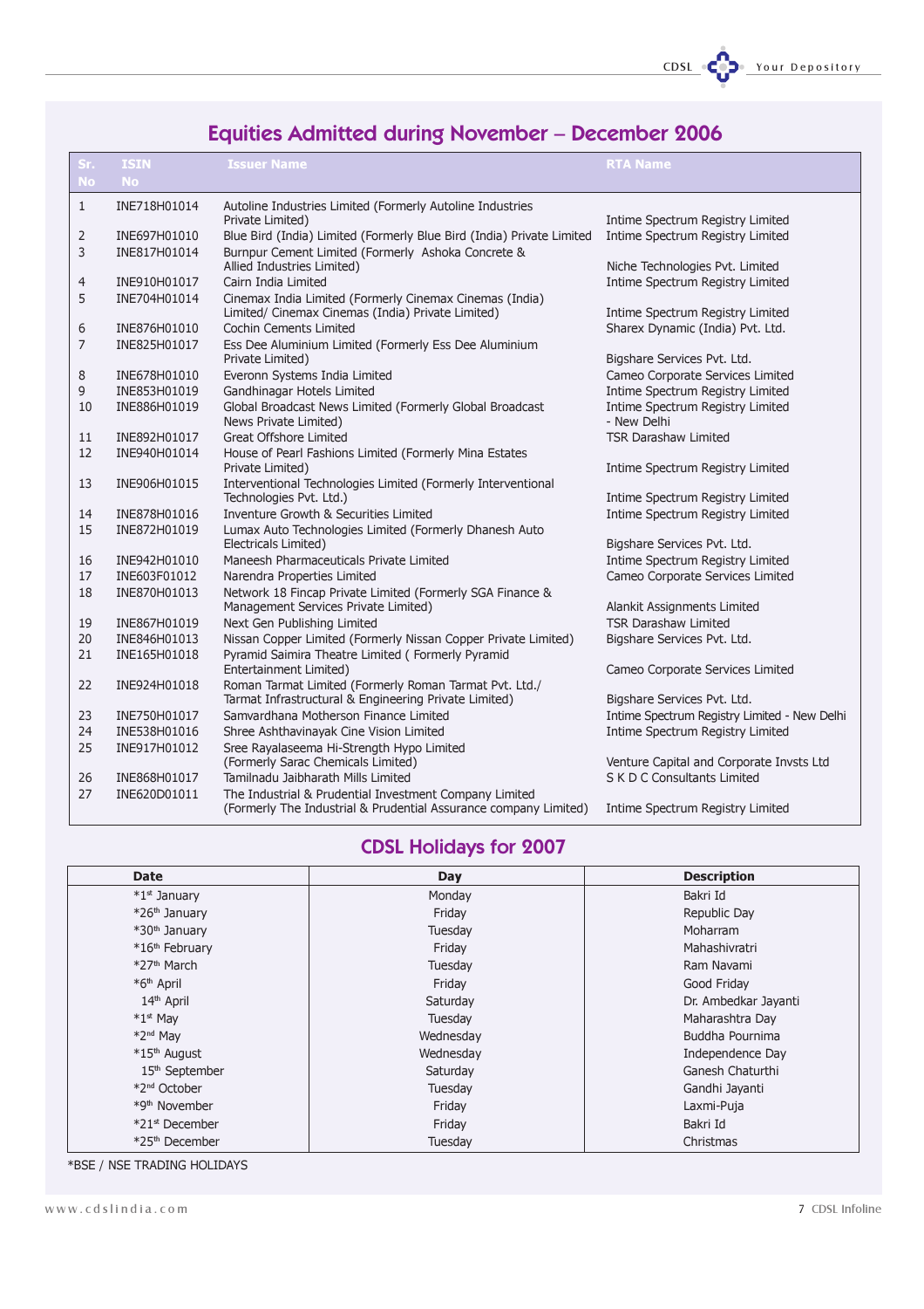## Equities Admitted during November – December 2006

| Sr. No | ISIN No | Issuer Name | RTA Name |
|---|---|---|---|
| 1 | INE718H01014 | Autoline Industries Limited (Formerly Autoline Industries Private Limited) | Intime Spectrum Registry Limited |
| 2 | INE697H01010 | Blue Bird (India) Limited (Formerly Blue Bird (India) Private Limited | Intime Spectrum Registry Limited |
| 3 | INE817H01014 | Burnpur Cement Limited (Formerly Ashoka Concrete & Allied Industries Limited) | Niche Technologies Pvt. Limited |
| 4 | INE910H01017 | Cairn India Limited | Intime Spectrum Registry Limited |
| 5 | INE704H01014 | Cinemax India Limited (Formerly Cinemax Cinemas (India) Limited/ Cinemax Cinemas (India) Private Limited) | Intime Spectrum Registry Limited |
| 6 | INE876H01010 | Cochin Cements Limited | Sharex Dynamic (India) Pvt. Ltd. |
| 7 | INE825H01017 | Ess Dee Aluminium Limited (Formerly Ess Dee Aluminium Private Limited) | Bigshare Services Pvt. Ltd. |
| 8 | INE678H01010 | Everonn Systems India Limited | Cameo Corporate Services Limited |
| 9 | INE853H01019 | Gandhinagar Hotels Limited | Intime Spectrum Registry Limited |
| 10 | INE886H01019 | Global Broadcast News Limited (Formerly Global Broadcast News Private Limited) | Intime Spectrum Registry Limited - New Delhi |
| 11 | INE892H01017 | Great Offshore Limited | TSR Darashaw Limited |
| 12 | INE940H01014 | House of Pearl Fashions Limited (Formerly Mina Estates Private Limited) | Intime Spectrum Registry Limited |
| 13 | INE906H01015 | Interventional Technologies Limited (Formerly Interventional Technologies Pvt. Ltd.) | Intime Spectrum Registry Limited |
| 14 | INE878H01016 | Inventure Growth & Securities Limited | Intime Spectrum Registry Limited |
| 15 | INE872H01019 | Lumax Auto Technologies Limited (Formerly Dhanesh Auto Electricals Limited) | Bigshare Services Pvt. Ltd. |
| 16 | INE942H01010 | Maneesh Pharmaceuticals Private Limited | Intime Spectrum Registry Limited |
| 17 | INE603F01012 | Narendra Properties Limited | Cameo Corporate Services Limited |
| 18 | INE870H01013 | Network 18 Fincap Private Limited (Formerly SGA Finance & Management Services Private Limited) | Alankit Assignments Limited |
| 19 | INE867H01019 | Next Gen Publishing Limited | TSR Darashaw Limited |
| 20 | INE846H01013 | Nissan Copper Limited (Formerly Nissan Copper Private Limited) | Bigshare Services Pvt. Ltd. |
| 21 | INE165H01018 | Pyramid Saimira Theatre Limited ( Formerly Pyramid Entertainment Limited) | Cameo Corporate Services Limited |
| 22 | INE924H01018 | Roman Tarmat Limited (Formerly Roman Tarmat Pvt. Ltd./ Tarmat Infrastructural & Engineering Private Limited) | Bigshare Services Pvt. Ltd. |
| 23 | INE750H01017 | Samvardhana Motherson Finance Limited | Intime Spectrum Registry Limited - New Delhi |
| 24 | INE538H01016 | Shree Ashthavinayak Cine Vision Limited | Intime Spectrum Registry Limited |
| 25 | INE917H01012 | Sree Rayalaseema Hi-Strength Hypo Limited (Formerly Sarac Chemicals Limited) | Venture Capital and Corporate Invsts Ltd |
| 26 | INE868H01017 | Tamilnadu Jaibharath Mills Limited | S K D C Consultants Limited |
| 27 | INE620D01011 | The Industrial & Prudential Investment Company Limited (Formerly The Industrial & Prudential Assurance company Limited) | Intime Spectrum Registry Limited |

## CDSL Holidays for 2007

| Date | Day | Description |
|---|---|---|
| *1st January | Monday | Bakri Id |
| *26th January | Friday | Republic Day |
| *30th January | Tuesday | Moharram |
| *16th February | Friday | Mahashivratri |
| *27th March | Tuesday | Ram Navami |
| *6th April | Friday | Good Friday |
| 14th April | Saturday | Dr. Ambedkar Jayanti |
| *1st May | Tuesday | Maharashtra Day |
| *2nd May | Wednesday | Buddha Pournima |
| *15th August | Wednesday | Independence Day |
| 15th September | Saturday | Ganesh Chaturthi |
| *2nd October | Tuesday | Gandhi Jayanti |
| *9th November | Friday | Laxmi-Puja |
| *21st December | Friday | Bakri Id |
| *25th December | Tuesday | Christmas |

*BSE / NSE TRADING HOLIDAYS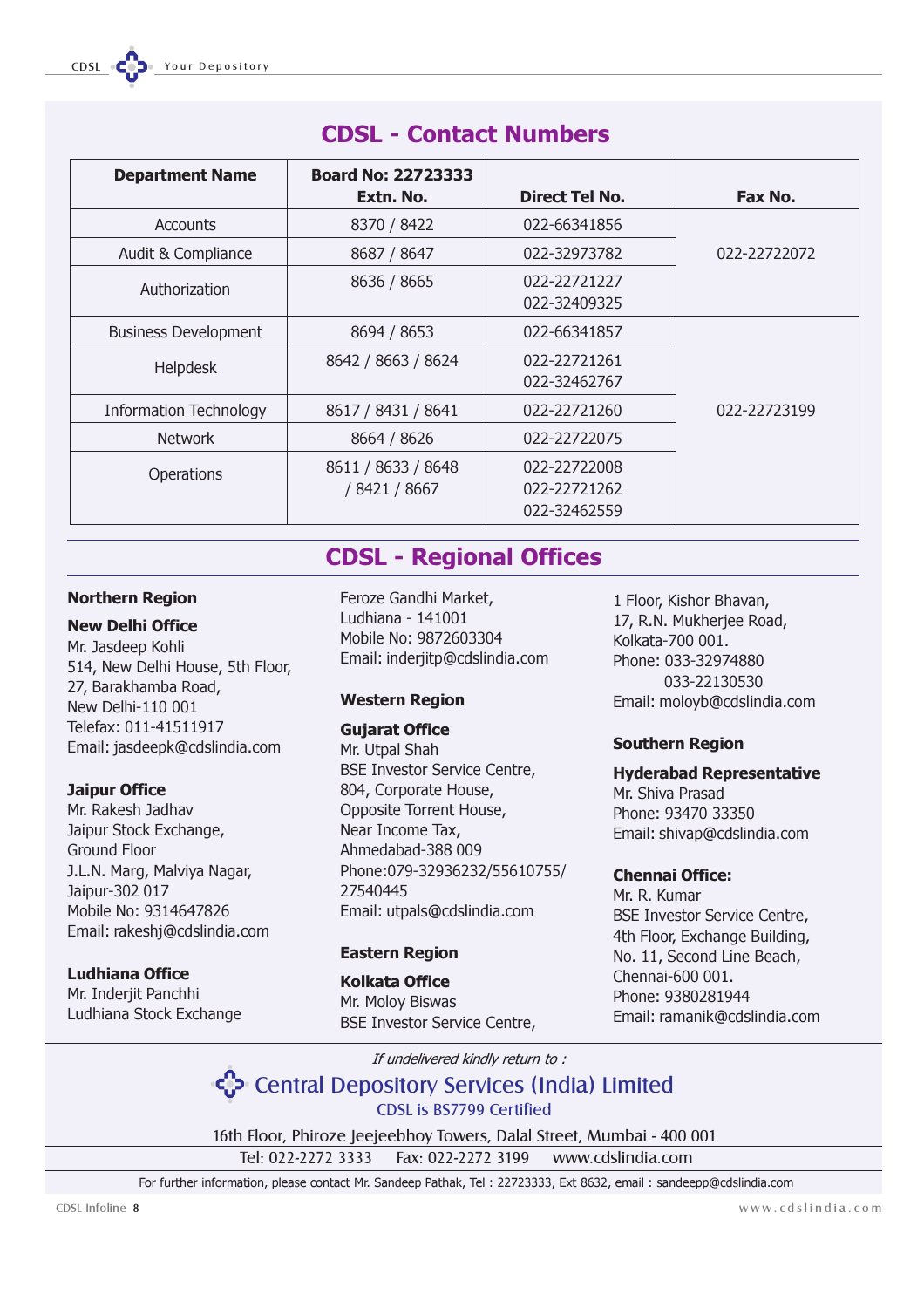## CDSL - Contact Numbers

| Department Name | Board No: 22723333 Extn. No. | Direct Tel No. | Fax No. |
|---|---|---|---|
| Accounts | 8370 / 8422 | 022-66341856 | 022-22722072 |
| Audit & Compliance | 8687 / 8647 | 022-32973782 | |
| Authorization | 8636 / 8665 | 022-22721227<br>022-32409325 | |
| Business Development | 8694 / 8653 | 022-66341857 | 022-22723199 |
| Helpdesk | 8642 / 8663 / 8624 | 022-22721261<br>022-32462767 | |
| Information Technology | 8617 / 8431 / 8641 | 022-22721260 | |
| Network | 8664 / 8626 | 022-22722075 | |
| Operations | 8611 / 8633 / 8648 / 8421 / 8667 | 022-22722008<br>022-22721262<br>022-32462559 | |

## CDSL - Regional Offices

### Northern Region

**New Delhi Office**
Mr. Jasdeep Kohli
514, New Delhi House, 5th Floor,
27, Barakhamba Road,
New Delhi-110 001
Telefax: 011-41511917
Email: jasdeepk@cdslindia.com

**Jaipur Office**
Mr. Rakesh Jadhav
Jaipur Stock Exchange,
Ground Floor
J.L.N. Marg, Malviya Nagar,
Jaipur-302 017
Mobile No: 9314647826
Email: rakeshj@cdslindia.com

**Ludhiana Office**
Mr. Inderjit Panchhi
Ludhiana Stock Exchange
Feroze Gandhi Market,
Ludhiana - 141001
Mobile No: 9872603304
Email: inderjitp@cdslindia.com

### Western Region

**Gujarat Office**
Mr. Utpal Shah
BSE Investor Service Centre,
804, Corporate House,
Opposite Torrent House,
Near Income Tax,
Ahmedabad-388 009
Phone:079-32936232/55610755/
27540445
Email: utpals@cdslindia.com

### Eastern Region

**Kolkata Office**
Mr. Moloy Biswas
BSE Investor Service Centre,
1 Floor, Kishor Bhavan,
17, R.N. Mukherjee Road,
Kolkata-700 001.
Phone: 033-32974880
033-22130530
Email: moloyb@cdslindia.com

### Southern Region

**Hyderabad Representative**
Mr. Shiva Prasad
Phone: 93470 33350
Email: shivap@cdslindia.com

**Chennai Office:**
Mr. R. Kumar
BSE Investor Service Centre,
4th Floor, Exchange Building,
No. 11, Second Line Beach,
Chennai-600 001.
Phone: 9380281944
Email: ramanik@cdslindia.com

*If undelivered kindly return to :*

Central Depository Services (India) Limited
CDSL is BS7799 Certified

16th Floor, Phiroze Jeejeebhoy Towers, Dalal Street, Mumbai - 400 001
Tel: 022-2272 3333 Fax: 022-2272 3199 www.cdslindia.com

For further information, please contact Mr. Sandeep Pathak, Tel : 22723333, Ext 8632, email : sandeepp@cdslindia.com